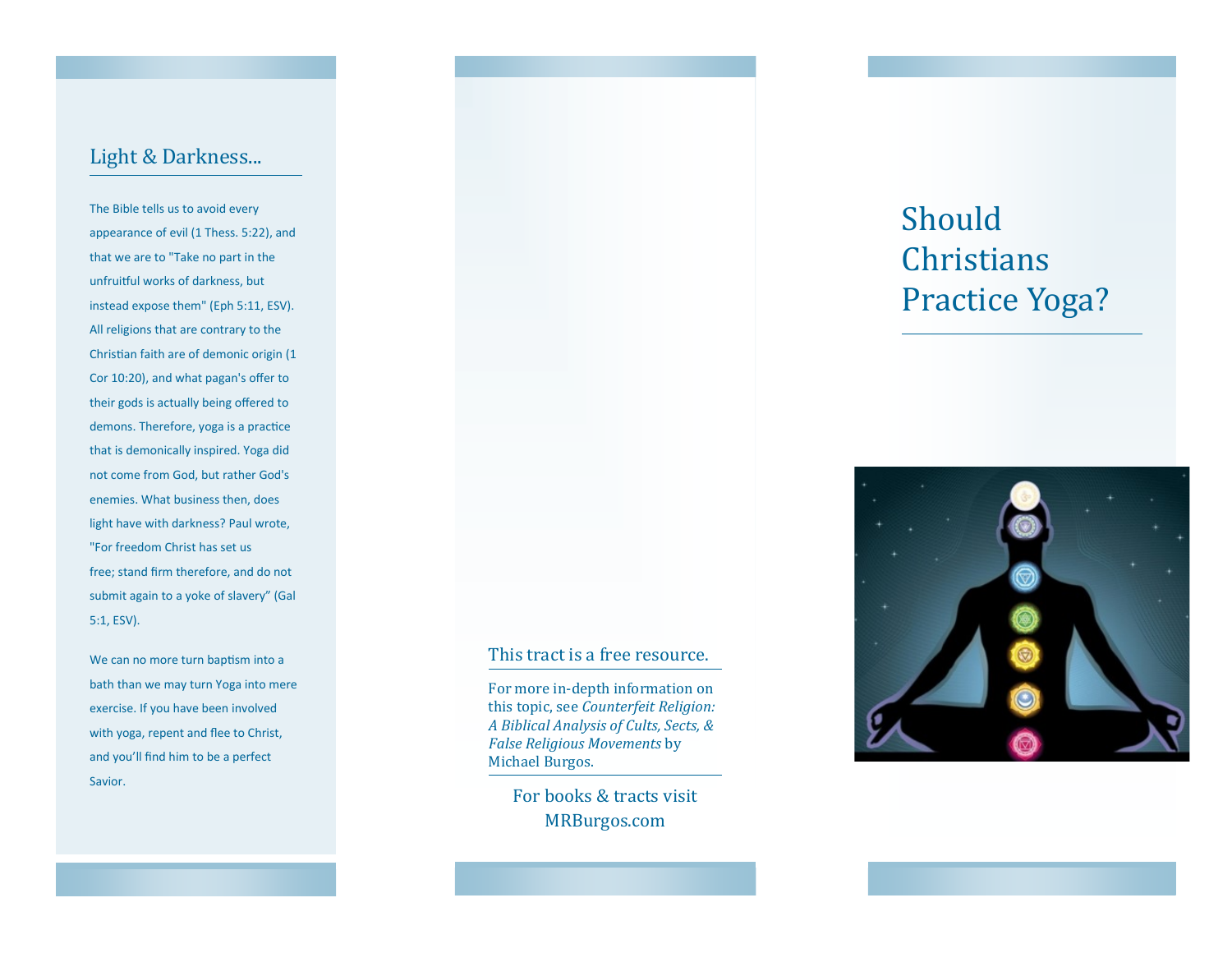## Light & Darkness...

The Bible tells us to avoid every appearance of evil (1 Thess. 5:22), and that we are to "Take no part in the unfruitful works of darkness, but instead expose them" (Eph 5:11, ESV). All religions that are contrary to the Christian faith are of demonic origin (1 Cor 10:20), and what pagan's offer to their gods is actually being offered to demons. Therefore, yoga is a practice that is demonically inspired. Yoga did not come from God, but rather God's enemies. What business then, does light have with darkness? Paul wrote, "For freedom Christ has set us free; stand firm therefore, and do not submit again to a yoke of slavery" (Gal 5:1, ESV).

We can no more turn baptism into a bath than we may turn Yoga into mere exercise. If you have been involved with yoga, repent and flee to Christ, and you'll find him to be a perfect Savior.

## This tract is a free resource.

For more in-depth information on this topic, see *Counterfeit Religion: A Biblical Analysis of Cults, Sects, & False Religious Movements* by Michael Burgos.

For books & tracts visit MRBurgos.com

# Should Christians Practice Yoga?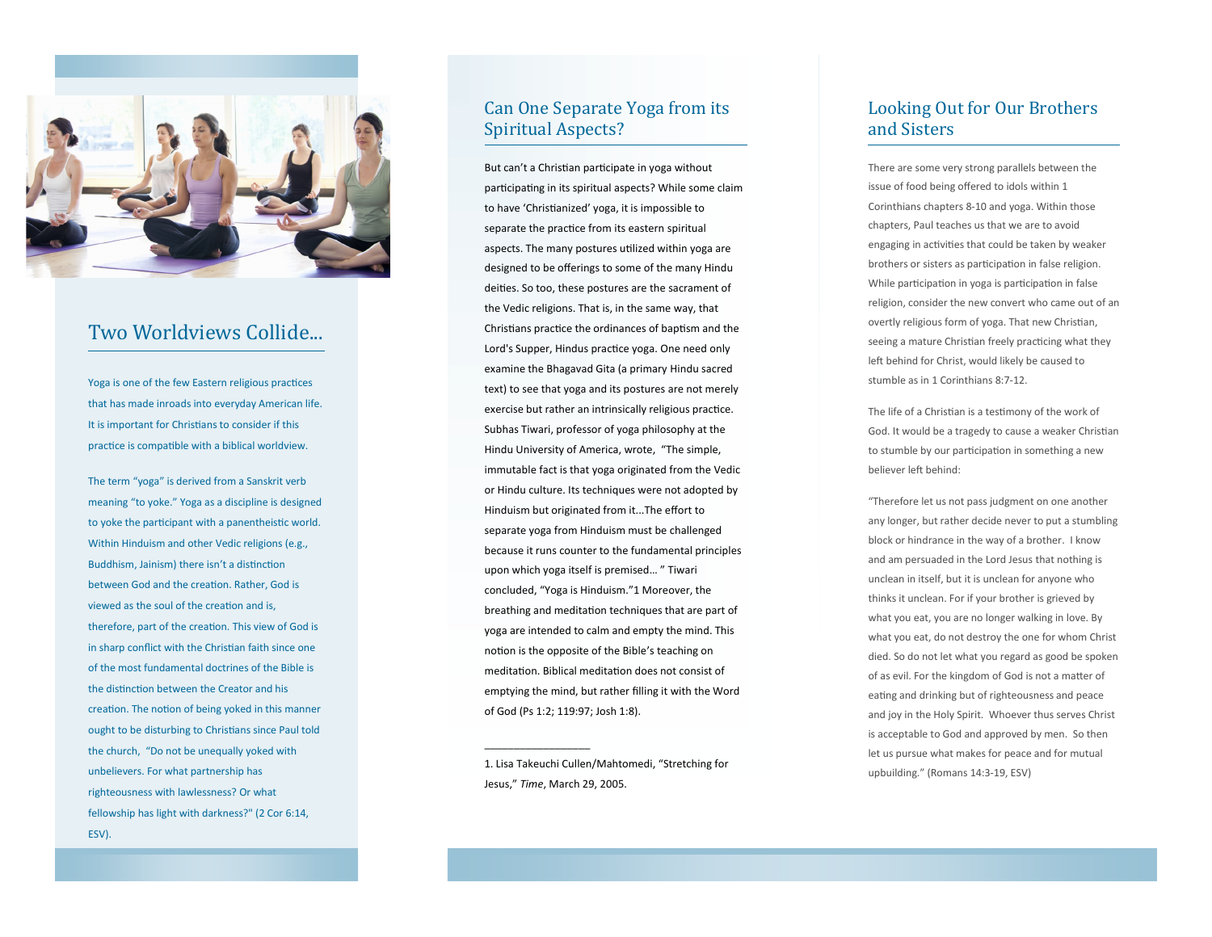## Two Worldviews Collide...

Yoga is one of the few Eastern religious practices that has made inroads into everyday American life. It is important for Christians to consider if this practice is compatible with a biblical worldview.

The term "yoga" is derived from a Sanskrit verb meaning "to yoke." Yoga as a discipline is designed to yoke the participant with a panentheistic world. Within Hinduism and other Vedic religions (e.g., Buddhism, Jainism) there isn't a distinction between God and the creation. Rather, God is viewed as the soul of the creation and is, therefore, part of the creation. This view of God is in sharp conflict with the Christian faith since one of the most fundamental doctrines of the Bible is the distinction between the Creator and his creation. The notion of being yoked in this manner ought to be disturbing to Christians since Paul told the church, "Do not be unequally yoked with unbelievers. For what partnership has righteousness with lawlessness? Or what fellowship has light with darkness?" (2 Cor 6:14, ESV).

## Can One Separate Yoga from its Spiritual Aspects?

But can't a Christian participate in yoga without participating in its spiritual aspects? While some claim to have 'Christianized' yoga, it is impossible to separate the practice from its eastern spiritual aspects. The many postures utilized within yoga are designed to be offerings to some of the many Hindu deities. So too, these postures are the sacrament of the Vedic religions. That is, in the same way, that Christians practice the ordinances of baptism and the Lord's Supper, Hindus practice yoga. One need only examine the Bhagavad Gita (a primary Hindu sacred text) to see that yoga and its postures are not merely exercise but rather an intrinsically religious practice. Subhas Tiwari, professor of yoga philosophy at the Hindu University of America, wrote, "The simple, immutable fact is that yoga originated from the Vedic or Hindu culture. Its techniques were not adopted by Hinduism but originated from it...The effort to separate yoga from Hinduism must be challenged because it runs counter to the fundamental principles upon which yoga itself is premised… " Tiwari concluded, "Yoga is Hinduism."[1] Moreover, the breathing and meditation techniques that are part of yoga are intended to calm and empty the mind. This notion is the opposite of the Bible's teaching on meditation. Biblical meditation does not consist of emptying the mind, but rather filling it with the Word of God (Ps 1:2; 119:97; Josh 1:8).

___________________

1. Lisa Takeuchi Cullen/Mahtomedi, "Stretching for Jesus," *Time*, March 29, 2005.

## Looking Out for Our Brothers and Sisters

There are some very strong parallels between the issue of food being offered to idols within 1 Corinthians chapters 8-10 and yoga. Within those chapters, Paul teaches us that we are to avoid engaging in activities that could be taken by weaker brothers or sisters as participation in false religion. While participation in yoga is participation in false religion, consider the new convert who came out of an overtly religious form of yoga. That new Christian, seeing a mature Christian freely practicing what they left behind for Christ, would likely be caused to stumble as in 1 Corinthians 8:7-12.

The life of a Christian is a testimony of the work of God. It would be a tragedy to cause a weaker Christian to stumble by our participation in something a new believer left behind:

"Therefore let us not pass judgment on one another any longer, but rather decide never to put a stumbling block or hindrance in the way of a brother. I know and am persuaded in the Lord Jesus that nothing is unclean in itself, but it is unclean for anyone who thinks it unclean. For if your brother is grieved by what you eat, you are no longer walking in love. By what you eat, do not destroy the one for whom Christ died. So do not let what you regard as good be spoken of as evil. For the kingdom of God is not a matter of eating and drinking but of righteousness and peace and joy in the Holy Spirit. Whoever thus serves Christ is acceptable to God and approved by men. So then let us pursue what makes for peace and for mutual upbuilding." (Romans 14:3-19, ESV)